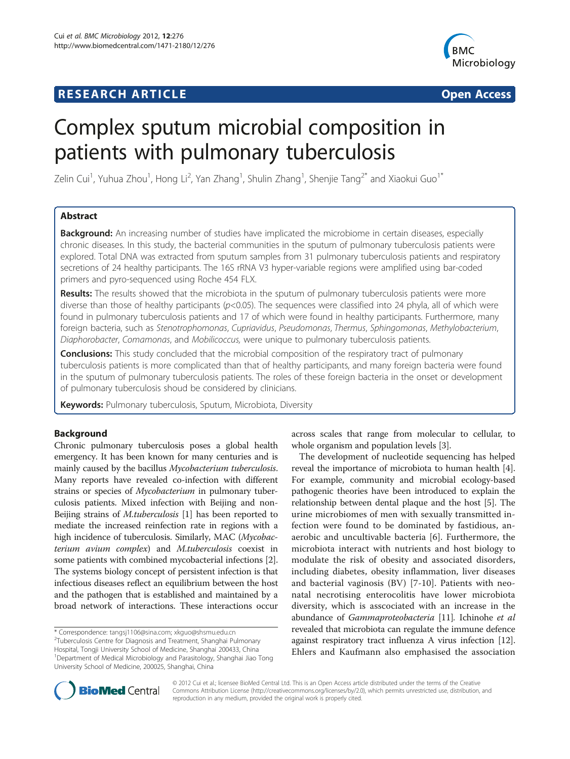**RESEARCH ARTICLE** **Open Access**

# Complex sputum microbial composition in patients with pulmonary tuberculosis

Zelin Cui[1], Yuhua Zhou[1], Hong Li[2], Yan Zhang[1], Shulin Zhang[1], Shenjie Tang[2*] and Xiaokui Guo[1*]

## Abstract

**Background:** An increasing number of studies have implicated the microbiome in certain diseases, especially chronic diseases. In this study, the bacterial communities in the sputum of pulmonary tuberculosis patients were explored. Total DNA was extracted from sputum samples from 31 pulmonary tuberculosis patients and respiratory secretions of 24 healthy participants. The 16S rRNA V3 hyper-variable regions were amplified using bar-coded primers and pyro-sequenced using Roche 454 FLX.

**Results:** The results showed that the microbiota in the sputum of pulmonary tuberculosis patients were more diverse than those of healthy participants ($p<0.05$). The sequences were classified into 24 phyla, all of which were found in pulmonary tuberculosis patients and 17 of which were found in healthy participants. Furthermore, many foreign bacteria, such as *Stenotrophomonas*, *Cupriavidus*, *Pseudomonas*, *Thermus*, *Sphingomonas*, *Methylobacterium*, *Diaphorobacter*, *Comamonas*, and *Mobilicoccus,* were unique to pulmonary tuberculosis patients.

**Conclusions:** This study concluded that the microbial composition of the respiratory tract of pulmonary tuberculosis patients is more complicated than that of healthy participants, and many foreign bacteria were found in the sputum of pulmonary tuberculosis patients. The roles of these foreign bacteria in the onset or development of pulmonary tuberculosis shoud be considered by clinicians.

**Keywords:** Pulmonary tuberculosis, Sputum, Microbiota, Diversity

## Background

Chronic pulmonary tuberculosis poses a global health emergency. It has been known for many centuries and is mainly caused by the bacillus *Mycobacterium tuberculosis*. Many reports have revealed co-infection with different strains or species of *Mycobacterium* in pulmonary tuberculosis patients. Mixed infection with Beijing and non-Beijing strains of *M.tuberculosis* [1] has been reported to mediate the increased reinfection rate in regions with a high incidence of tuberculosis. Similarly, MAC (*Mycobacterium avium complex*) and *M.tuberculosis* coexist in some patients with combined mycobacterial infections [2]. The systems biology concept of persistent infection is that infectious diseases reflect an equilibrium between the host and the pathogen that is established and maintained by a broad network of interactions. These interactions occur across scales that range from molecular to cellular, to whole organism and population levels [3].

The development of nucleotide sequencing has helped reveal the importance of microbiota to human health [4]. For example, community and microbial ecology-based pathogenic theories have been introduced to explain the relationship between dental plaque and the host [5]. The urine microbiomes of men with sexually transmitted infection were found to be dominated by fastidious, anaerobic and uncultivable bacteria [6]. Furthermore, the microbiota interact with nutrients and host biology to modulate the risk of obesity and associated disorders, including diabetes, obesity inflammation, liver diseases and bacterial vaginosis (BV) [7-10]. Patients with neonatal necrotising enterocolitis have lower microbiota diversity, which is asscociated with an increase in the abundance of *Gammaproteobacteria* [11]. Ichinohe *et al* revealed that microbiota can regulate the immune defence against respiratory tract influenza A virus infection [12]. Ehlers and Kaufmann also emphasised the association

\* Correspondence: tangsj1106@sina.com; xkguo@shsmu.edu.cn
[2]Tuberculosis Centre for Diagnosis and Treatment, Shanghai Pulmonary Hospital, Tongji University School of Medicine, Shanghai 200433, China
[1]Department of Medical Microbiology and Parasitology, Shanghai Jiao Tong University School of Medicine, 200025, Shanghai, China

© 2012 Cui et al.; licensee BioMed Central Ltd. This is an Open Access article distributed under the terms of the Creative Commons Attribution License (http://creativecommons.org/licenses/by/2.0), which permits unrestricted use, distribution, and reproduction in any medium, provided the original work is properly cited.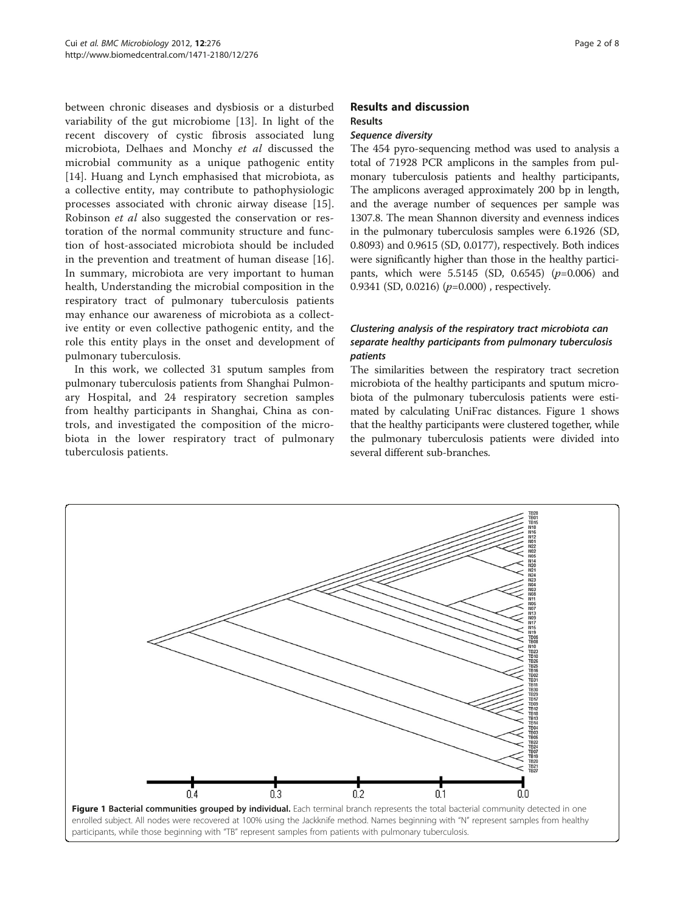between chronic diseases and dysbiosis or a disturbed variability of the gut microbiome [13]. In light of the recent discovery of cystic fibrosis associated lung microbiota, Delhaes and Monchy *et al* discussed the microbial community as a unique pathogenic entity [14]. Huang and Lynch emphasised that microbiota, as a collective entity, may contribute to pathophysiologic processes associated with chronic airway disease [15]. Robinson *et al* also suggested the conservation or restoration of the normal community structure and function of host-associated microbiota should be included in the prevention and treatment of human disease [16]. In summary, microbiota are very important to human health, Understanding the microbial composition in the respiratory tract of pulmonary tuberculosis patients may enhance our awareness of microbiota as a collective entity or even collective pathogenic entity, and the role this entity plays in the onset and development of pulmonary tuberculosis.

In this work, we collected 31 sputum samples from pulmonary tuberculosis patients from Shanghai Pulmonary Hospital, and 24 respiratory secretion samples from healthy participants in Shanghai, China as controls, and investigated the composition of the microbiota in the lower respiratory tract of pulmonary tuberculosis patients.

## Results and discussion

### Results

#### *Sequence diversity*

The 454 pyro-sequencing method was used to analysis a total of 71928 PCR amplicons in the samples from pulmonary tuberculosis patients and healthy participants, The amplicons averaged approximately 200 bp in length, and the average number of sequences per sample was 1307.8. The mean Shannon diversity and evenness indices in the pulmonary tuberculosis samples were 6.1926 (SD, 0.8093) and 0.9615 (SD, 0.0177), respectively. Both indices were significantly higher than those in the healthy participants, which were 5.5145 (SD, 0.6545) ($p$=0.006) and 0.9341 (SD, 0.0216) ($p$=0.000) , respectively.

#### *Clustering analysis of the respiratory tract microbiota can separate healthy participants from pulmonary tuberculosis patients*

The similarities between the respiratory tract secretion microbiota of the healthy participants and sputum microbiota of the pulmonary tuberculosis patients were estimated by calculating UniFrac distances. Figure 1 shows that the healthy participants were clustered together, while the pulmonary tuberculosis patients were divided into several different sub-branches.

**Figure 1 Bacterial communities grouped by individual.** Each terminal branch represents the total bacterial community detected in one enrolled subject. All nodes were recovered at 100% using the Jackknife method. Names beginning with "N" represent samples from healthy participants, while those beginning with "TB" represent samples from patients with pulmonary tuberculosis.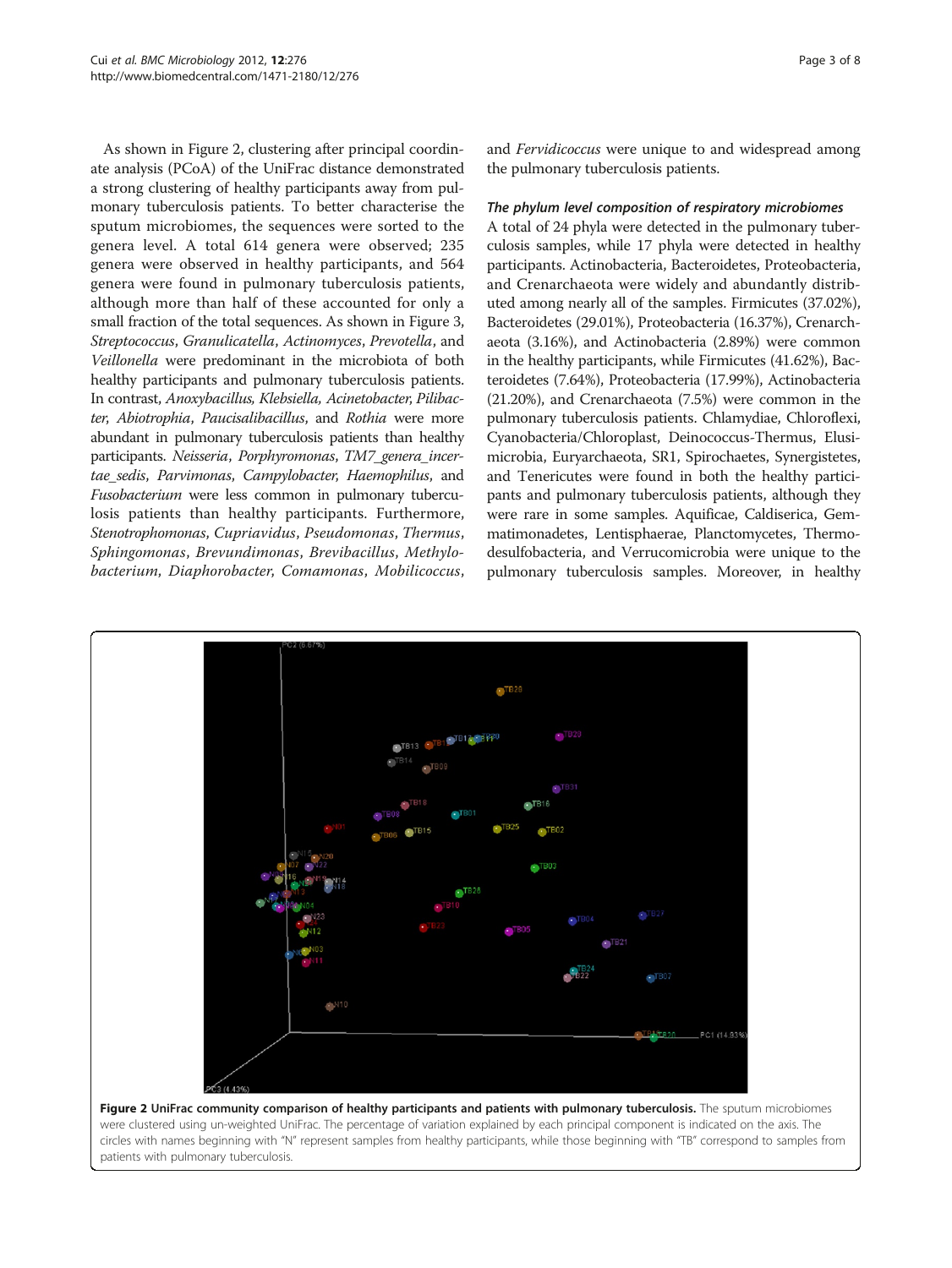As shown in Figure 2, clustering after principal coordinate analysis (PCoA) of the UniFrac distance demonstrated a strong clustering of healthy participants away from pulmonary tuberculosis patients. To better characterise the sputum microbiomes, the sequences were sorted to the genera level. A total 614 genera were observed; 235 genera were observed in healthy participants, and 564 genera were found in pulmonary tuberculosis patients, although more than half of these accounted for only a small fraction of the total sequences. As shown in Figure 3, *Streptococcus*, *Granulicatella*, *Actinomyces*, *Prevotella*, and *Veillonella* were predominant in the microbiota of both healthy participants and pulmonary tuberculosis patients. In contrast, *Anoxybacillus*, *Klebsiella*, *Acinetobacter*, *Pilibacter*, *Abiotrophia*, *Paucisalibacillus*, and *Rothia* were more abundant in pulmonary tuberculosis patients than healthy participants. *Neisseria*, *Porphyromonas*, *TM7_genera_incertae_sedis*, *Parvimonas*, *Campylobacter*, *Haemophilus*, and *Fusobacterium* were less common in pulmonary tuberculosis patients than healthy participants. Furthermore, *Stenotrophomonas*, *Cupriavidus*, *Pseudomonas*, *Thermus*, *Sphingomonas*, *Brevundimonas*, *Brevibacillus*, *Methylobacterium*, *Diaphorobacter*, *Comamonas*, *Mobilicoccus*, and *Fervidicoccus* were unique to and widespread among the pulmonary tuberculosis patients.

### The phylum level composition of respiratory microbiomes

A total of 24 phyla were detected in the pulmonary tuberculosis samples, while 17 phyla were detected in healthy participants. Actinobacteria, Bacteroidetes, Proteobacteria, and Crenarchaeota were widely and abundantly distributed among nearly all of the samples. Firmicutes (37.02%), Bacteroidetes (29.01%), Proteobacteria (16.37%), Crenarchaeota (3.16%), and Actinobacteria (2.89%) were common in the healthy participants, while Firmicutes (41.62%), Bacteroidetes (7.64%), Proteobacteria (17.99%), Actinobacteria (21.20%), and Crenarchaeota (7.5%) were common in the pulmonary tuberculosis patients. Chlamydiae, Chloroflexi, Cyanobacteria/Chloroplast, Deinococcus-Thermus, Elusimicrobia, Euryarchaeota, SR1, Spirochaetes, Synergistetes, and Tenericutes were found in both the healthy participants and pulmonary tuberculosis patients, although they were rare in some samples. Aquificae, Caldiserica, Gemmatimonadetes, Lentisphaerae, Planctomycetes, Thermodesulfobacteria, and Verrucomicrobia were unique to the pulmonary tuberculosis samples. Moreover, in healthy

**Figure 2 UniFrac community comparison of healthy participants and patients with pulmonary tuberculosis.** The sputum microbiomes were clustered using un-weighted UniFrac. The percentage of variation explained by each principal component is indicated on the axis. The circles with names beginning with "N" represent samples from healthy participants, while those beginning with "TB" correspond to samples from patients with pulmonary tuberculosis.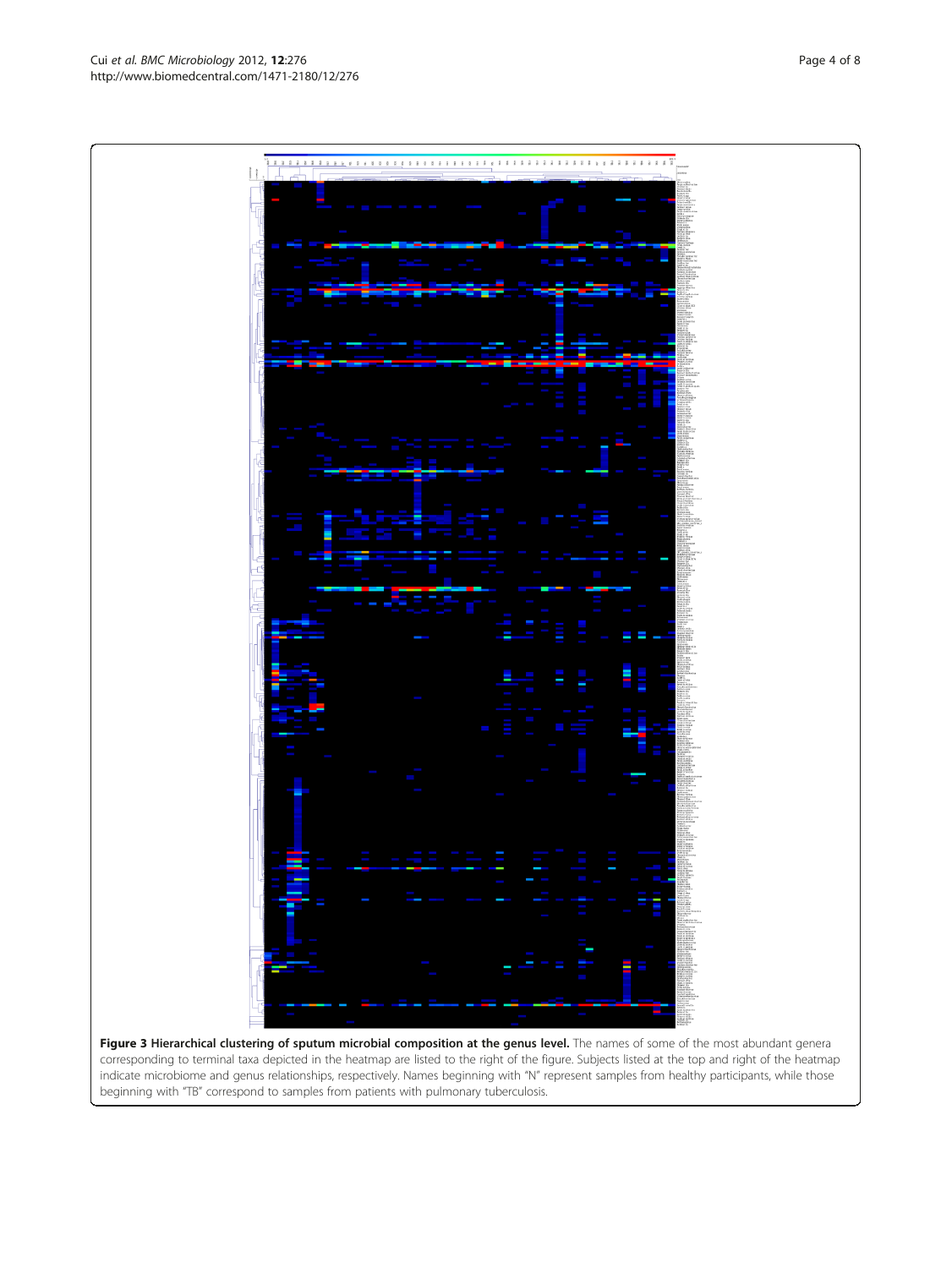**Figure 3 Hierarchical clustering of sputum microbial composition at the genus level.** The names of some of the most abundant genera corresponding to terminal taxa depicted in the heatmap are listed to the right of the figure. Subjects listed at the top and right of the heatmap indicate microbiome and genus relationships, respectively. Names beginning with "N" represent samples from healthy participants, while those beginning with "TB" correspond to samples from patients with pulmonary tuberculosis.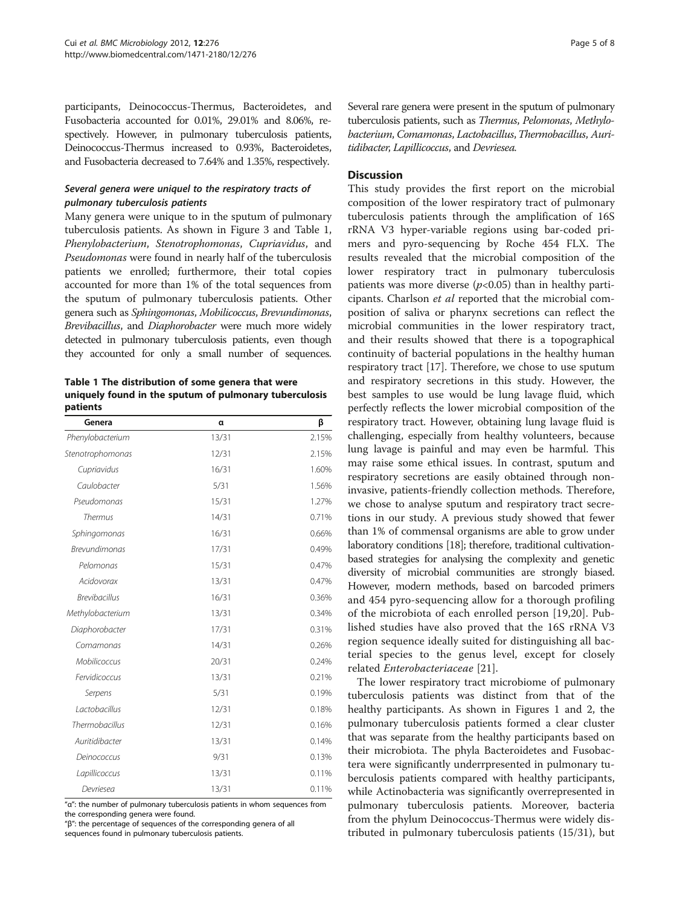participants, Deinococcus-Thermus, Bacteroidetes, and Fusobacteria accounted for 0.01%, 29.01% and 8.06%, respectively. However, in pulmonary tuberculosis patients, Deinococcus-Thermus increased to 0.93%, Bacteroidetes, and Fusobacteria decreased to 7.64% and 1.35%, respectively.

### *Several genera were uniquel to the respiratory tracts of pulmonary tuberculosis patients*

Many genera were unique to in the sputum of pulmonary tuberculosis patients. As shown in Figure 3 and Table 1, *Phenylobacterium*, *Stenotrophomonas*, *Cupriavidus*, and *Pseudomonas* were found in nearly half of the tuberculosis patients we enrolled; furthermore, their total copies accounted for more than 1% of the total sequences from the sputum of pulmonary tuberculosis patients. Other genera such as *Sphingomonas*, *Mobilicoccus*, *Brevundimonas*, *Brevibacillus*, and *Diaphorobacter* were much more widely detected in pulmonary tuberculosis patients, even though they accounted for only a small number of sequences.

**Table 1 The distribution of some genera that were uniquely found in the sputum of pulmonary tuberculosis patients**

| Genera | α | β |
|---|---|---|
| *Phenylobacterium* | 13/31 | 2.15% |
| *Stenotrophomonas* | 12/31 | 2.15% |
| *Cupriavidus* | 16/31 | 1.60% |
| *Caulobacter* | 5/31 | 1.56% |
| *Pseudomonas* | 15/31 | 1.27% |
| *Thermus* | 14/31 | 0.71% |
| *Sphingomonas* | 16/31 | 0.66% |
| *Brevundimonas* | 17/31 | 0.49% |
| *Pelomonas* | 15/31 | 0.47% |
| *Acidovorax* | 13/31 | 0.47% |
| *Brevibacillus* | 16/31 | 0.36% |
| *Methylobacterium* | 13/31 | 0.34% |
| *Diaphorobacter* | 17/31 | 0.31% |
| *Comamonas* | 14/31 | 0.26% |
| *Mobilicoccus* | 20/31 | 0.24% |
| *Fervidicoccus* | 13/31 | 0.21% |
| *Serpens* | 5/31 | 0.19% |
| *Lactobacillus* | 12/31 | 0.18% |
| *Thermobacillus* | 12/31 | 0.16% |
| *Auritidibacter* | 13/31 | 0.14% |
| *Deinococcus* | 9/31 | 0.13% |
| *Lapillicoccus* | 13/31 | 0.11% |
| *Devriesea* | 13/31 | 0.11% |

"α": the number of pulmonary tuberculosis patients in whom sequences from the corresponding genera were found.
"β": the percentage of sequences of the corresponding genera of all sequences found in pulmonary tuberculosis patients.

Several rare genera were present in the sputum of pulmonary tuberculosis patients, such as *Thermus*, *Pelomonas*, *Methylobacterium*, *Comamonas*, *Lactobacillus*, *Thermobacillus*, *Auritidibacter*, *Lapillicoccus*, and *Devriesea*.

## Discussion

This study provides the first report on the microbial composition of the lower respiratory tract of pulmonary tuberculosis patients through the amplification of 16S rRNA V3 hyper-variable regions using bar-coded primers and pyro-sequencing by Roche 454 FLX. The results revealed that the microbial composition of the lower respiratory tract in pulmonary tuberculosis patients was more diverse ($p<0.05$) than in healthy participants. Charlson *et al* reported that the microbial composition of saliva or pharynx secretions can reflect the microbial communities in the lower respiratory tract, and their results showed that there is a topographical continuity of bacterial populations in the healthy human respiratory tract [17]. Therefore, we chose to use sputum and respiratory secretions in this study. However, the best samples to use would be lung lavage fluid, which perfectly reflects the lower microbial composition of the respiratory tract. However, obtaining lung lavage fluid is challenging, especially from healthy volunteers, because lung lavage is painful and may even be harmful. This may raise some ethical issues. In contrast, sputum and respiratory secretions are easily obtained through non-invasive, patients-friendly collection methods. Therefore, we chose to analyse sputum and respiratory tract secretions in our study. A previous study showed that fewer than 1% of commensal organisms are able to grow under laboratory conditions [18]; therefore, traditional cultivation-based strategies for analysing the complexity and genetic diversity of microbial communities are strongly biased. However, modern methods, based on barcoded primers and 454 pyro-sequencing allow for a thorough profiling of the microbiota of each enrolled person [19,20]. Published studies have also proved that the 16S rRNA V3 region sequence ideally suited for distinguishing all bacterial species to the genus level, except for closely related *Enterobacteriaceae* [21].

The lower respiratory tract microbiome of pulmonary tuberculosis patients was distinct from that of the healthy participants. As shown in Figures 1 and 2, the pulmonary tuberculosis patients formed a clear cluster that was separate from the healthy participants based on their microbiota. The phyla Bacteroidetes and Fusobactera were significantly underrpresented in pulmonary tuberculosis patients compared with healthy participants, while Actinobacteria was significantly overrepresented in pulmonary tuberculosis patients. Moreover, bacteria from the phylum Deinococcus-Thermus were widely distributed in pulmonary tuberculosis patients (15/31), but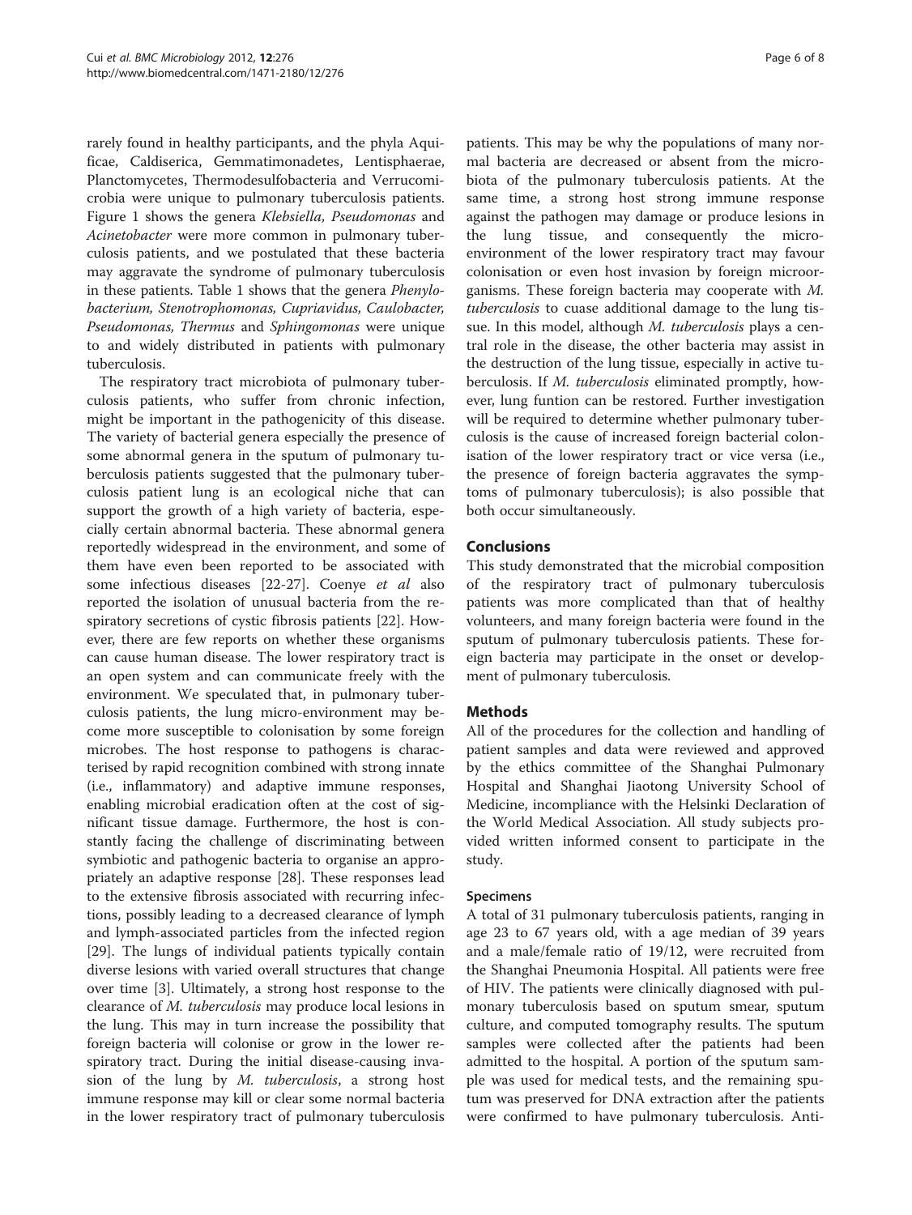rarely found in healthy participants, and the phyla Aquificae, Caldiserica, Gemmatimonadetes, Lentisphaerae, Planctomycetes, Thermodesulfobacteria and Verrucomicrobia were unique to pulmonary tuberculosis patients. Figure 1 shows the genera *Klebsiella, Pseudomonas* and *Acinetobacter* were more common in pulmonary tuberculosis patients, and we postulated that these bacteria may aggravate the syndrome of pulmonary tuberculosis in these patients. Table 1 shows that the genera *Phenylobacterium, Stenotrophomonas, Cupriavidus, Caulobacter, Pseudomonas, Thermus* and *Sphingomonas* were unique to and widely distributed in patients with pulmonary tuberculosis.

The respiratory tract microbiota of pulmonary tuberculosis patients, who suffer from chronic infection, might be important in the pathogenicity of this disease. The variety of bacterial genera especially the presence of some abnormal genera in the sputum of pulmonary tuberculosis patients suggested that the pulmonary tuberculosis patient lung is an ecological niche that can support the growth of a high variety of bacteria, especially certain abnormal bacteria. These abnormal genera reportedly widespread in the environment, and some of them have even been reported to be associated with some infectious diseases [22-27]. Coenye *et al* also reported the isolation of unusual bacteria from the respiratory secretions of cystic fibrosis patients [22]. However, there are few reports on whether these organisms can cause human disease. The lower respiratory tract is an open system and can communicate freely with the environment. We speculated that, in pulmonary tuberculosis patients, the lung micro-environment may become more susceptible to colonisation by some foreign microbes. The host response to pathogens is characterised by rapid recognition combined with strong innate (i.e., inflammatory) and adaptive immune responses, enabling microbial eradication often at the cost of significant tissue damage. Furthermore, the host is constantly facing the challenge of discriminating between symbiotic and pathogenic bacteria to organise an appropriately an adaptive response [28]. These responses lead to the extensive fibrosis associated with recurring infections, possibly leading to a decreased clearance of lymph and lymph-associated particles from the infected region [29]. The lungs of individual patients typically contain diverse lesions with varied overall structures that change over time [3]. Ultimately, a strong host response to the clearance of *M. tuberculosis* may produce local lesions in the lung. This may in turn increase the possibility that foreign bacteria will colonise or grow in the lower respiratory tract. During the initial disease-causing invasion of the lung by *M. tuberculosis*, a strong host immune response may kill or clear some normal bacteria in the lower respiratory tract of pulmonary tuberculosis patients. This may be why the populations of many normal bacteria are decreased or absent from the microbiota of the pulmonary tuberculosis patients. At the same time, a strong host strong immune response against the pathogen may damage or produce lesions in the lung tissue, and consequently the micro-environment of the lower respiratory tract may favour colonisation or even host invasion by foreign microorganisms. These foreign bacteria may cooperate with *M. tuberculosis* to cuase additional damage to the lung tissue. In this model, although *M. tuberculosis* plays a central role in the disease, the other bacteria may assist in the destruction of the lung tissue, especially in active tuberculosis. If *M. tuberculosis* eliminated promptly, however, lung funtion can be restored. Further investigation will be required to determine whether pulmonary tuberculosis is the cause of increased foreign bacterial colonisation of the lower respiratory tract or vice versa (i.e., the presence of foreign bacteria aggravates the symptoms of pulmonary tuberculosis); is also possible that both occur simultaneously.

## Conclusions

This study demonstrated that the microbial composition of the respiratory tract of pulmonary tuberculosis patients was more complicated than that of healthy volunteers, and many foreign bacteria were found in the sputum of pulmonary tuberculosis patients. These foreign bacteria may participate in the onset or development of pulmonary tuberculosis.

## Methods

All of the procedures for the collection and handling of patient samples and data were reviewed and approved by the ethics committee of the Shanghai Pulmonary Hospital and Shanghai Jiaotong University School of Medicine, incompliance with the Helsinki Declaration of the World Medical Association. All study subjects provided written informed consent to participate in the study.

### Specimens

A total of 31 pulmonary tuberculosis patients, ranging in age 23 to 67 years old, with a age median of 39 years and a male/female ratio of 19/12, were recruited from the Shanghai Pneumonia Hospital. All patients were free of HIV. The patients were clinically diagnosed with pulmonary tuberculosis based on sputum smear, sputum culture, and computed tomography results. The sputum samples were collected after the patients had been admitted to the hospital. A portion of the sputum sample was used for medical tests, and the remaining sputum was preserved for DNA extraction after the patients were confirmed to have pulmonary tuberculosis. Anti-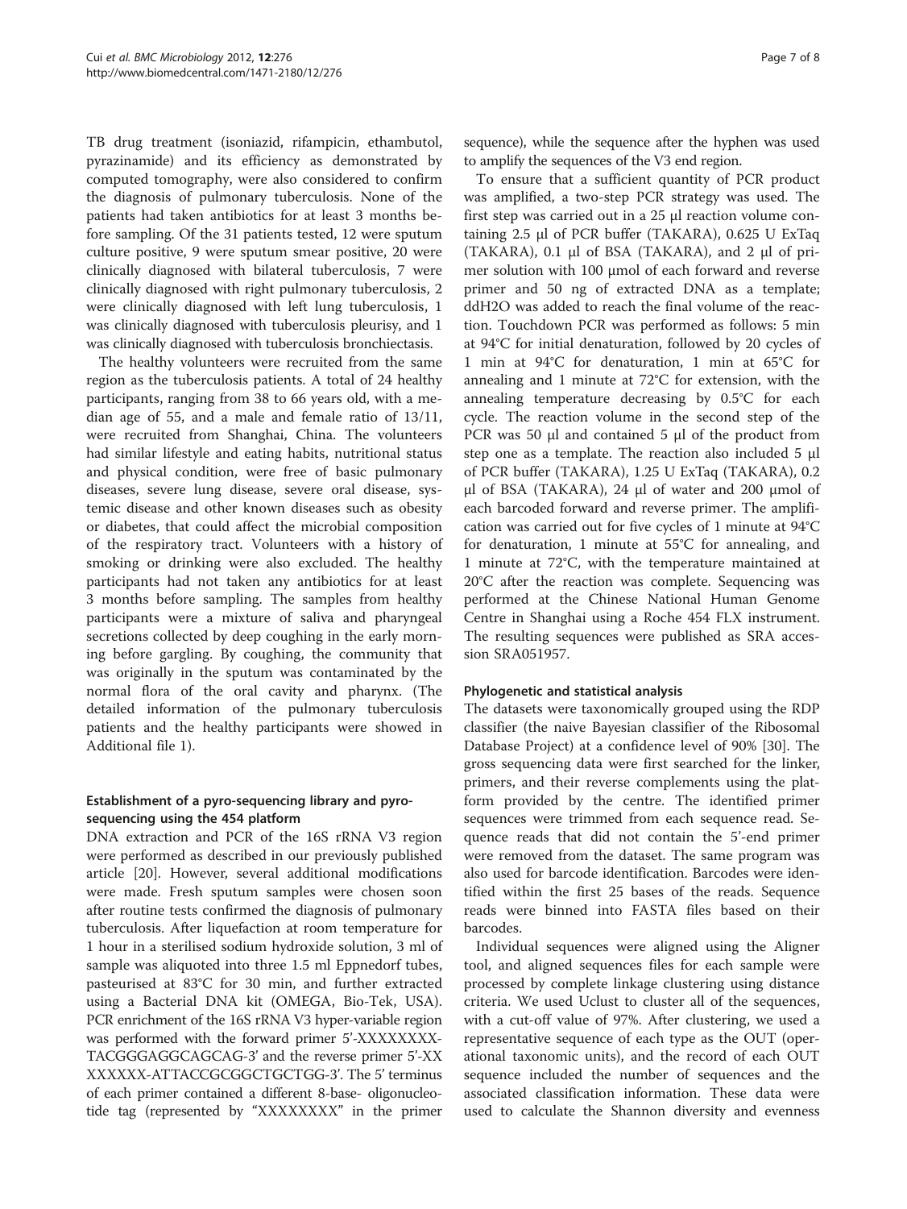TB drug treatment (isoniazid, rifampicin, ethambutol, pyrazinamide) and its efficiency as demonstrated by computed tomography, were also considered to confirm the diagnosis of pulmonary tuberculosis. None of the patients had taken antibiotics for at least 3 months before sampling. Of the 31 patients tested, 12 were sputum culture positive, 9 were sputum smear positive, 20 were clinically diagnosed with bilateral tuberculosis, 7 were clinically diagnosed with right pulmonary tuberculosis, 2 were clinically diagnosed with left lung tuberculosis, 1 was clinically diagnosed with tuberculosis pleurisy, and 1 was clinically diagnosed with tuberculosis bronchiectasis.

The healthy volunteers were recruited from the same region as the tuberculosis patients. A total of 24 healthy participants, ranging from 38 to 66 years old, with a median age of 55, and a male and female ratio of 13/11, were recruited from Shanghai, China. The volunteers had similar lifestyle and eating habits, nutritional status and physical condition, were free of basic pulmonary diseases, severe lung disease, severe oral disease, systemic disease and other known diseases such as obesity or diabetes, that could affect the microbial composition of the respiratory tract. Volunteers with a history of smoking or drinking were also excluded. The healthy participants had not taken any antibiotics for at least 3 months before sampling. The samples from healthy participants were a mixture of saliva and pharyngeal secretions collected by deep coughing in the early morning before gargling. By coughing, the community that was originally in the sputum was contaminated by the normal flora of the oral cavity and pharynx. (The detailed information of the pulmonary tuberculosis patients and the healthy participants were showed in Additional file 1).

### Establishment of a pyro-sequencing library and pyro-sequencing using the 454 platform

DNA extraction and PCR of the 16S rRNA V3 region were performed as described in our previously published article [20]. However, several additional modifications were made. Fresh sputum samples were chosen soon after routine tests confirmed the diagnosis of pulmonary tuberculosis. After liquefaction at room temperature for 1 hour in a sterilised sodium hydroxide solution, 3 ml of sample was aliquoted into three 1.5 ml Eppnedorf tubes, pasteurised at 83°C for 30 min, and further extracted using a Bacterial DNA kit (OMEGA, Bio-Tek, USA). PCR enrichment of the 16S rRNA V3 hyper-variable region was performed with the forward primer 5'-XXXXXXXX-TACGGGAGGCAGCAG-3' and the reverse primer 5'-XXXXXXXX-ATTACCGCGGCTGCTGG-3'. The 5' terminus of each primer contained a different 8-base- oligonucleotide tag (represented by "XXXXXXXX" in the primer sequence), while the sequence after the hyphen was used to amplify the sequences of the V3 end region.

To ensure that a sufficient quantity of PCR product was amplified, a two-step PCR strategy was used. The first step was carried out in a 25 μl reaction volume containing 2.5 μl of PCR buffer (TAKARA), 0.625 U ExTaq (TAKARA), 0.1 μl of BSA (TAKARA), and 2 μl of primer solution with 100 μmol of each forward and reverse primer and 50 ng of extracted DNA as a template; ddH2O was added to reach the final volume of the reaction. Touchdown PCR was performed as follows: 5 min at 94°C for initial denaturation, followed by 20 cycles of 1 min at 94°C for denaturation, 1 min at 65°C for annealing and 1 minute at 72°C for extension, with the annealing temperature decreasing by 0.5°C for each cycle. The reaction volume in the second step of the PCR was 50 μl and contained 5 μl of the product from step one as a template. The reaction also included 5 μl of PCR buffer (TAKARA), 1.25 U ExTaq (TAKARA), 0.2 μl of BSA (TAKARA), 24 μl of water and 200 μmol of each barcoded forward and reverse primer. The amplification was carried out for five cycles of 1 minute at 94°C for denaturation, 1 minute at 55°C for annealing, and 1 minute at 72°C, with the temperature maintained at 20°C after the reaction was complete. Sequencing was performed at the Chinese National Human Genome Centre in Shanghai using a Roche 454 FLX instrument. The resulting sequences were published as SRA accession SRA051957.

### Phylogenetic and statistical analysis

The datasets were taxonomically grouped using the RDP classifier (the naive Bayesian classifier of the Ribosomal Database Project) at a confidence level of 90% [30]. The gross sequencing data were first searched for the linker, primers, and their reverse complements using the platform provided by the centre. The identified primer sequences were trimmed from each sequence read. Sequence reads that did not contain the 5'-end primer were removed from the dataset. The same program was also used for barcode identification. Barcodes were identified within the first 25 bases of the reads. Sequence reads were binned into FASTA files based on their barcodes.

Individual sequences were aligned using the Aligner tool, and aligned sequences files for each sample were processed by complete linkage clustering using distance criteria. We used Uclust to cluster all of the sequences, with a cut-off value of 97%. After clustering, we used a representative sequence of each type as the OUT (operational taxonomic units), and the record of each OUT sequence included the number of sequences and the associated classification information. These data were used to calculate the Shannon diversity and evenness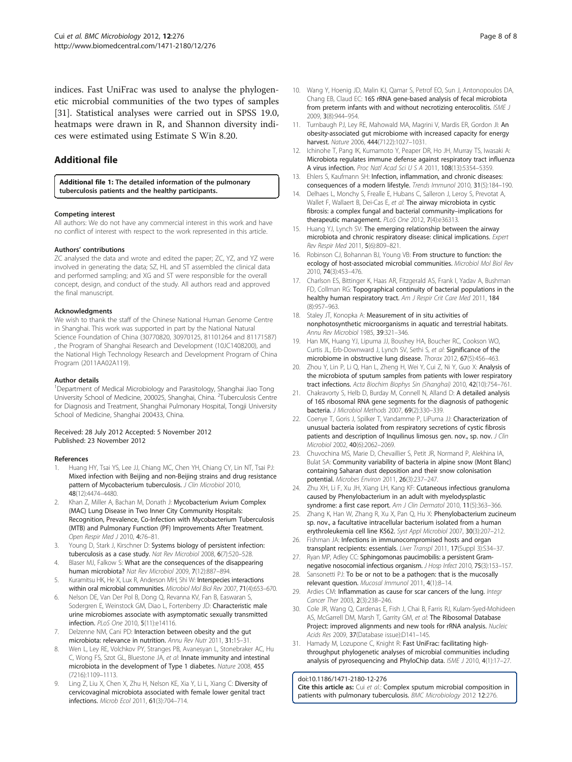indices. Fast UniFrac was used to analyse the phylogenetic microbial communities of the two types of samples [31]. Statistical analyses were carried out in SPSS 19.0, heatmaps were drawn in R, and Shannon diversity indices were estimated using Estimate S Win 8.20.

## Additional file

**Additional file 1: The detailed information of the pulmonary tuberculosis patients and the healthy participants.**

#### Competing interest

All authors: We do not have any commercial interest in this work and have no conflict of interest with respect to the work represented in this article.

#### Authors' contributions

ZC analysed the data and wrote and edited the paper; ZC, YZ, and YZ were involved in generating the data; SZ, HL and ST assembled the clinical data and performed sampling; and XG and ST were responsible for the overall concept, design, and conduct of the study. All authors read and approved the final manuscript.

#### Acknowledgments

We wish to thank the staff of the Chinese National Human Genome Centre in Shanghai. This work was supported in part by the National Natural Science Foundation of China (30770820, 30970125, 81101264 and 81171587), the Program of Shanghai Research and Development (10JC1408200), and the National High Technology Research and Development Program of China Program (2011AA02A119).

#### Author details

[1]Department of Medical Microbiology and Parasitology, Shanghai Jiao Tong University School of Medicine, 200025, Shanghai, China. [2]Tuberculosis Centre for Diagnosis and Treatment, Shanghai Pulmonary Hospital, Tongji University School of Medicine, Shanghai 200433, China.

Received: 28 July 2012 Accepted: 5 November 2012
Published: 23 November 2012

#### References

1. Huang HY, Tsai YS, Lee JJ, Chiang MC, Chen YH, Chiang CY, Lin NT, Tsai PJ: **Mixed infection with Beijing and non-Beijing strains and drug resistance pattern of Mycobacterium tuberculosis.** *J Clin Microbiol* 2010, **48**(12):4474–4480.
2. Khan Z, Miller A, Bachan M, Donath J: **Mycobacterium Avium Complex (MAC) Lung Disease in Two Inner City Community Hospitals: Recognition, Prevalence, Co-Infection with Mycobacterium Tuberculosis (MTB) and Pulmonary Function (PF) Improvements After Treatment.** *Open Respir Med J* 2010, **4:**76–81.
3. Young D, Stark J, Kirschner D: **Systems biology of persistent infection: tuberculosis as a case study.** *Nat Rev Microbiol* 2008, **6**(7):520–528.
4. Blaser MJ, Falkow S: **What are the consequences of the disappearing human microbiota?** *Nat Rev Microbiol* 2009, **7**(12):887–894.
5. Kuramitsu HK, He X, Lux R, Anderson MH, Shi W: **Interspecies interactions within oral microbial communities.** *Microbiol Mol Biol Rev* 2007, **71**(4):653–670.
6. Nelson DE, Van Der Pol B, Dong Q, Revanna KV, Fan B, Easwaran S, Sodergren E, Weinstock GM, Diao L, Fortenberry JD: **Characteristic male urine microbiomes associate with asymptomatic sexually transmitted infection.** *PLoS One* 2010, **5**(11):e14116.
7. Delzenne NM, Cani PD: **Interaction between obesity and the gut microbiota: relevance in nutrition.** *Annu Rev Nutr* 2011, **31:**15–31.
8. Wen L, Ley RE, Volchkov PY, Stranges PB, Avanesyan L, Stonebraker AC, Hu C, Wong FS, Szot GL, Bluestone JA, *et al*: **Innate immunity and intestinal microbiota in the development of Type 1 diabetes.** *Nature* 2008, **455** (7216):1109–1113.
9. Ling Z, Liu X, Chen X, Zhu H, Nelson KE, Xia Y, Li L, Xiang C: **Diversity of cervicovaginal microbiota associated with female lower genital tract infections.** *Microb Ecol* 2011, **61**(3):704–714.
10. Wang Y, Hoenig JD, Malin KJ, Qamar S, Petrof EO, Sun J, Antonopoulos DA, Chang EB, Claud EC: **16S rRNA gene-based analysis of fecal microbiota from preterm infants with and without necrotizing enterocolitis.** *ISME J* 2009, **3**(8):944–954.
11. Turnbaugh PJ, Ley RE, Mahowald MA, Magrini V, Mardis ER, Gordon JI: **An obesity-associated gut microbiome with increased capacity for energy harvest.** *Nature* 2006, **444**(7122):1027–1031.
12. Ichinohe T, Pang IK, Kumamoto Y, Peaper DR, Ho JH, Murray TS, Iwasaki A: **Microbiota regulates immune defense against respiratory tract influenza A virus infection.** *Proc Natl Acad Sci U S A* 2011, **108**(13):5354–5359.
13. Ehlers S, Kaufmann SH: **Infection, inflammation, and chronic diseases: consequences of a modern lifestyle.** *Trends Immunol* 2010, **31**(5):184–190.
14. Delhaes L, Monchy S, Frealle E, Hubans C, Salleron J, Leroy S, Prevotat A, Wallet F, Wallaert B, Dei-Cas E, *et al*: **The airway microbiota in cystic fibrosis: a complex fungal and bacterial community–implications for therapeutic management.** *PLoS One* 2012, **7**(4):e36313.
15. Huang YJ, Lynch SV: **The emerging relationship between the airway microbiota and chronic respiratory disease: clinical implications.** *Expert Rev Respir Med* 2011, **5**(6):809–821.
16. Robinson CJ, Bohannan BJ, Young VB: **From structure to function: the ecology of host-associated microbial communities.** *Microbiol Mol Biol Rev* 2010, **74**(3):453–476.
17. Charlson ES, Bittinger K, Haas AR, Fitzgerald AS, Frank I, Yadav A, Bushman FD, Collman RG: **Topographical continuity of bacterial populations in the healthy human respiratory tract.** *Am J Respir Crit Care Med* 2011, **184** (8):957–963.
18. Staley JT, Konopka A: **Measurement of in situ activities of nonphotosynthetic microorganisms in aquatic and terrestrial habitats.** *Annu Rev Microbiol* 1985, **39**:321–346.
19. Han MK, Huang YJ, Lipuma JJ, Boushey HA, Boucher RC, Cookson WO, Curtis JL, Erb-Downward J, Lynch SV, Sethi S, *et al*: **Significance of the microbiome in obstructive lung disease.** *Thorax* 2012, **67**(5):456–463.
20. Zhou Y, Lin P, Li Q, Han L, Zheng H, Wei Y, Cui Z, Ni Y, Guo X: **Analysis of the microbiota of sputum samples from patients with lower respiratory tract infections.** *Acta Biochim Biophys Sin (Shanghai)* 2010, **42**(10):754–761.
21. Chakravorty S, Helb D, Burday M, Connell N, Alland D: **A detailed analysis of 16S ribosomal RNA gene segments for the diagnosis of pathogenic bacteria.** *J Microbiol Methods* 2007, **69**(2):330–339.
22. Coenye T, Goris J, Spilker T, Vandamme P, LiPuma JJ: **Characterization of unusual bacteria isolated from respiratory secretions of cystic fibrosis patients and description of Inquilinus limosus gen. nov., sp. nov.** *J Clin Microbiol* 2002, **40**(6):2062–2069.
23. Chuvochina MS, Marie D, Chevaillier S, Petit JR, Normand P, Alekhina IA, Bulat SA: **Community variability of bacteria in alpine snow (Mont Blanc) containing Saharan dust deposition and their snow colonisation potential.** *Microbes Environ* 2011, **26**(3):237–247.
24. Zhu XH, Li F, Xu JH, Xiang LH, Kang KF: **Cutaneous infectious granuloma caused by Phenylobacterium in an adult with myelodysplastic syndrome: a first case report.** *Am J Clin Dermatol* 2010, **11**(5):363–366.
25. Zhang K, Han W, Zhang R, Xu X, Pan Q, Hu X: **Phenylobacterium zucineum sp. nov., a facultative intracellular bacterium isolated from a human erythroleukemia cell line K562.** *Syst Appl Microbiol* 2007, **30**(3):207–212.
26. Fishman JA: **Infections in immunocompromised hosts and organ transplant recipients: essentials.** *Liver Transpl* 2011, **17**(Suppl 3):S34–37.
27. Ryan MP, Adley CC: **Sphingomonas paucimobilis: a persistent Gram-negative nosocomial infectious organism.** *J Hosp Infect* 2010, **75**(3):153–157.
28. Sansonetti PJ: **To be or not to be a pathogen: that is the mucosally relevant question.** *Mucosal Immunol* 2011, **4**(1):8–14.
29. Ardies CM: **Inflammation as cause for scar cancers of the lung.** *Integr Cancer Ther* 2003, **2**(3):238–246.
30. Cole JR, Wang Q, Cardenas E, Fish J, Chai B, Farris RJ, Kulam-Syed-Mohideen AS, McGarrell DM, Marsh T, Garrity GM, *et al*: **The Ribosomal Database Project: improved alignments and new tools for rRNA analysis.** *Nucleic Acids Res* 2009, **37**(Database issue):D141–145.
31. Hamady M, Lozupone C, Knight R: **Fast UniFrac: facilitating high-throughput phylogenetic analyses of microbial communities including analysis of pyrosequencing and PhyloChip data.** *ISME J* 2010, **4**(1):17–27.

doi:10.1186/1471-2180-12-276
**Cite this article as:** Cui *et al.*: Complex sputum microbial composition in patients with pulmonary tuberculosis. *BMC Microbiology* 2012 **12**:276.